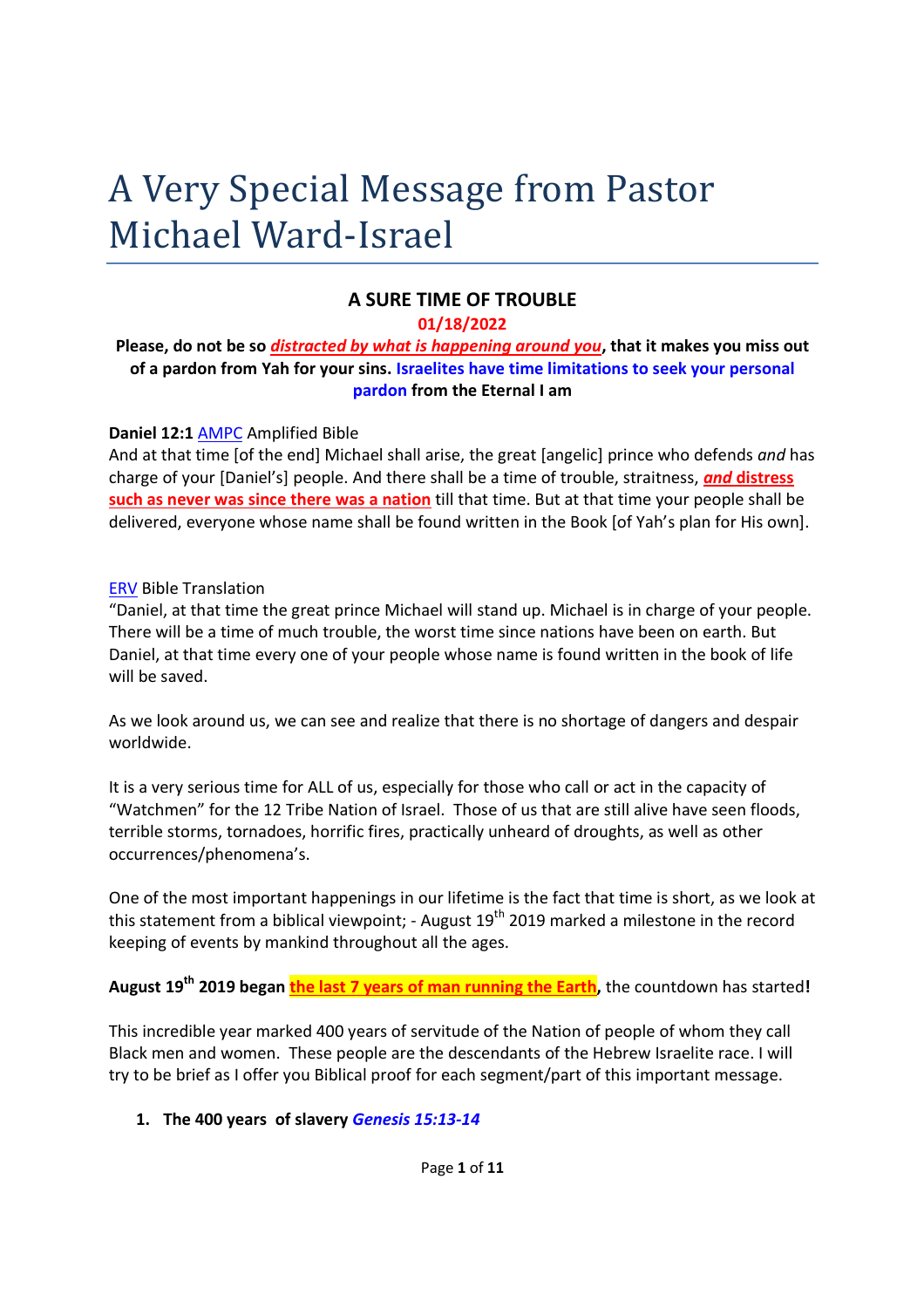# A Very Special Message from Pastor Michael Ward-Israel

**A SURE TIME OF TROUBLE**

**01/18/2022**

**Please, do not be so *distracted by what is happening around you*, that it makes you miss out of a pardon from Yah for your sins. Israelites have time limitations to seek your personal pardon from the Eternal I am**

**Daniel 12:1** AMPC Amplified Bible
And at that time [of the end] Michael shall arise, the great [angelic] prince who defends *and* has charge of your [Daniel's] people. And there shall be a time of trouble, straitness, ***and* distress such as never was since there was a nation** till that time. But at that time your people shall be delivered, everyone whose name shall be found written in the Book [of Yah's plan for His own].

ERV Bible Translation
"Daniel, at that time the great prince Michael will stand up. Michael is in charge of your people. There will be a time of much trouble, the worst time since nations have been on earth. But Daniel, at that time every one of your people whose name is found written in the book of life will be saved.

As we look around us, we can see and realize that there is no shortage of dangers and despair worldwide.

It is a very serious time for ALL of us, especially for those who call or act in the capacity of "Watchmen" for the 12 Tribe Nation of Israel. Those of us that are still alive have seen floods, terrible storms, tornadoes, horrific fires, practically unheard of droughts, as well as other occurrences/phenomena's.

One of the most important happenings in our lifetime is the fact that time is short, as we look at this statement from a biblical viewpoint; - August 19th 2019 marked a milestone in the record keeping of events by mankind throughout all the ages.

**August 19th 2019 began the last 7 years of man running the Earth, the countdown has started!**

This incredible year marked 400 years of servitude of the Nation of people of whom they call Black men and women. These people are the descendants of the Hebrew Israelite race. I will try to be brief as I offer you Biblical proof for each segment/part of this important message.

1. **The 400 years of slavery *Genesis 15:13-14***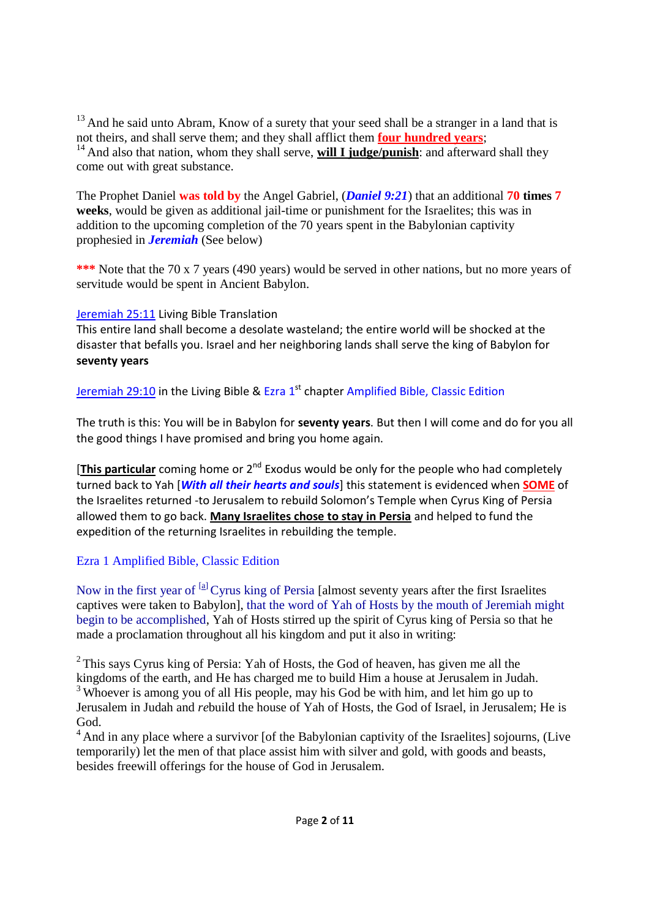[13] And he said unto Abram, Know of a surety that your seed shall be a stranger in a land that is not theirs, and shall serve them; and they shall afflict them **four hundred years**;
[14] And also that nation, whom they shall serve, **will I judge/punish**: and afterward shall they come out with great substance.

The Prophet Daniel **was told by** the Angel Gabriel, (***Daniel 9:21***) that an additional **70 times 7 weeks**, would be given as additional jail-time or punishment for the Israelites; this was in addition to the upcoming completion of the 70 years spent in the Babylonian captivity prophesied in ***Jeremiah*** (See below)

**\*\*\*** Note that the 70 x 7 years (490 years) would be served in other nations, but no more years of servitude would be spent in Ancient Babylon.

Jeremiah 25:11 Living Bible Translation
This entire land shall become a desolate wasteland; the entire world will be shocked at the disaster that befalls you. Israel and her neighboring lands shall serve the king of Babylon for **seventy years**

Jeremiah 29:10 in the Living Bible & Ezra 1st chapter Amplified Bible, Classic Edition

The truth is this: You will be in Babylon for **seventy years**. But then I will come and do for you all the good things I have promised and bring you home again.

[**This particular** coming home or 2nd Exodus would be only for the people who had completely turned back to Yah [***With all their hearts and souls***] this statement is evidenced when **SOME** of the Israelites returned -to Jerusalem to rebuild Solomon's Temple when Cyrus King of Persia allowed them to go back. **Many Israelites chose to stay in Persia** and helped to fund the expedition of the returning Israelites in rebuilding the temple.

Ezra 1 Amplified Bible, Classic Edition

Now in the first year of [a] Cyrus king of Persia [almost seventy years after the first Israelites captives were taken to Babylon], that the word of Yah of Hosts by the mouth of Jeremiah might begin to be accomplished, Yah of Hosts stirred up the spirit of Cyrus king of Persia so that he made a proclamation throughout all his kingdom and put it also in writing:

[2] This says Cyrus king of Persia: Yah of Hosts, the God of heaven, has given me all the kingdoms of the earth, and He has charged me to build Him a house at Jerusalem in Judah.
[3] Whoever is among you of all His people, may his God be with him, and let him go up to Jerusalem in Judah and *re*build the house of Yah of Hosts, the God of Israel, in Jerusalem; He is God.
[4] And in any place where a survivor [of the Babylonian captivity of the Israelites] sojourns, (Live temporarily) let the men of that place assist him with silver and gold, with goods and beasts, besides freewill offerings for the house of God in Jerusalem.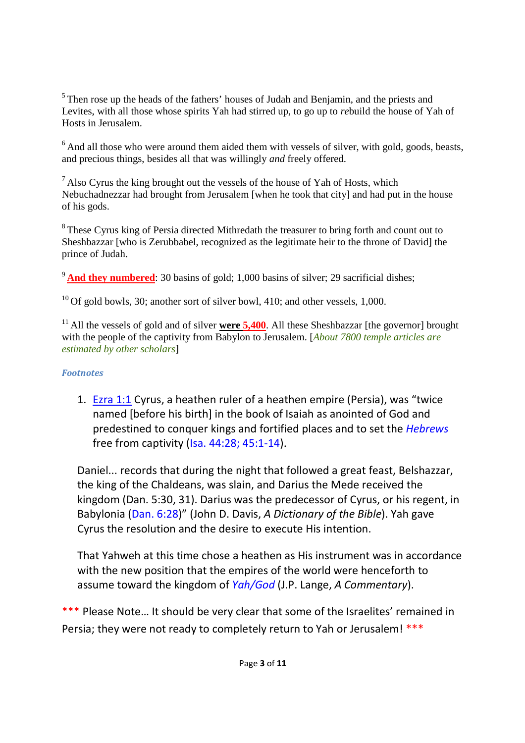[5] Then rose up the heads of the fathers' houses of Judah and Benjamin, and the priests and Levites, with all those whose spirits Yah had stirred up, to go up to *re*build the house of Yah of Hosts in Jerusalem.

[6] And all those who were around them aided them with vessels of silver, with gold, goods, beasts, and precious things, besides all that was willingly *and* freely offered.

[7] Also Cyrus the king brought out the vessels of the house of Yah of Hosts, which Nebuchadnezzar had brought from Jerusalem [when he took that city] and had put in the house of his gods.

[8] These Cyrus king of Persia directed Mithredath the treasurer to bring forth and count out to Sheshbazzar [who is Zerubbabel, recognized as the legitimate heir to the throne of David] the prince of Judah.

[9] **And they numbered**: 30 basins of gold; 1,000 basins of silver; 29 sacrificial dishes;

[10] Of gold bowls, 30; another sort of silver bowl, 410; and other vessels, 1,000.

[11] All the vessels of gold and of silver **were 5,400**. All these Sheshbazzar [the governor] brought with the people of the captivity from Babylon to Jerusalem. [*About 7800 temple articles are estimated by other scholars*]

***Footnotes***

1. Ezra 1:1 Cyrus, a heathen ruler of a heathen empire (Persia), was "twice named [before his birth] in the book of Isaiah as anointed of God and predestined to conquer kings and fortified places and to set the *Hebrews* free from captivity (Isa. 44:28; 45:1-14).

   Daniel... records that during the night that followed a great feast, Belshazzar, the king of the Chaldeans, was slain, and Darius the Mede received the kingdom (Dan. 5:30, 31). Darius was the predecessor of Cyrus, or his regent, in Babylonia (Dan. 6:28)" (John D. Davis, *A Dictionary of the Bible*). Yah gave Cyrus the resolution and the desire to execute His intention.

   That Yahweh at this time chose a heathen as His instrument was in accordance with the new position that the empires of the world were henceforth to assume toward the kingdom of *Yah/God* (J.P. Lange, *A Commentary*).

*** Please Note… It should be very clear that some of the Israelites' remained in Persia; they were not ready to completely return to Yah or Jerusalem! ***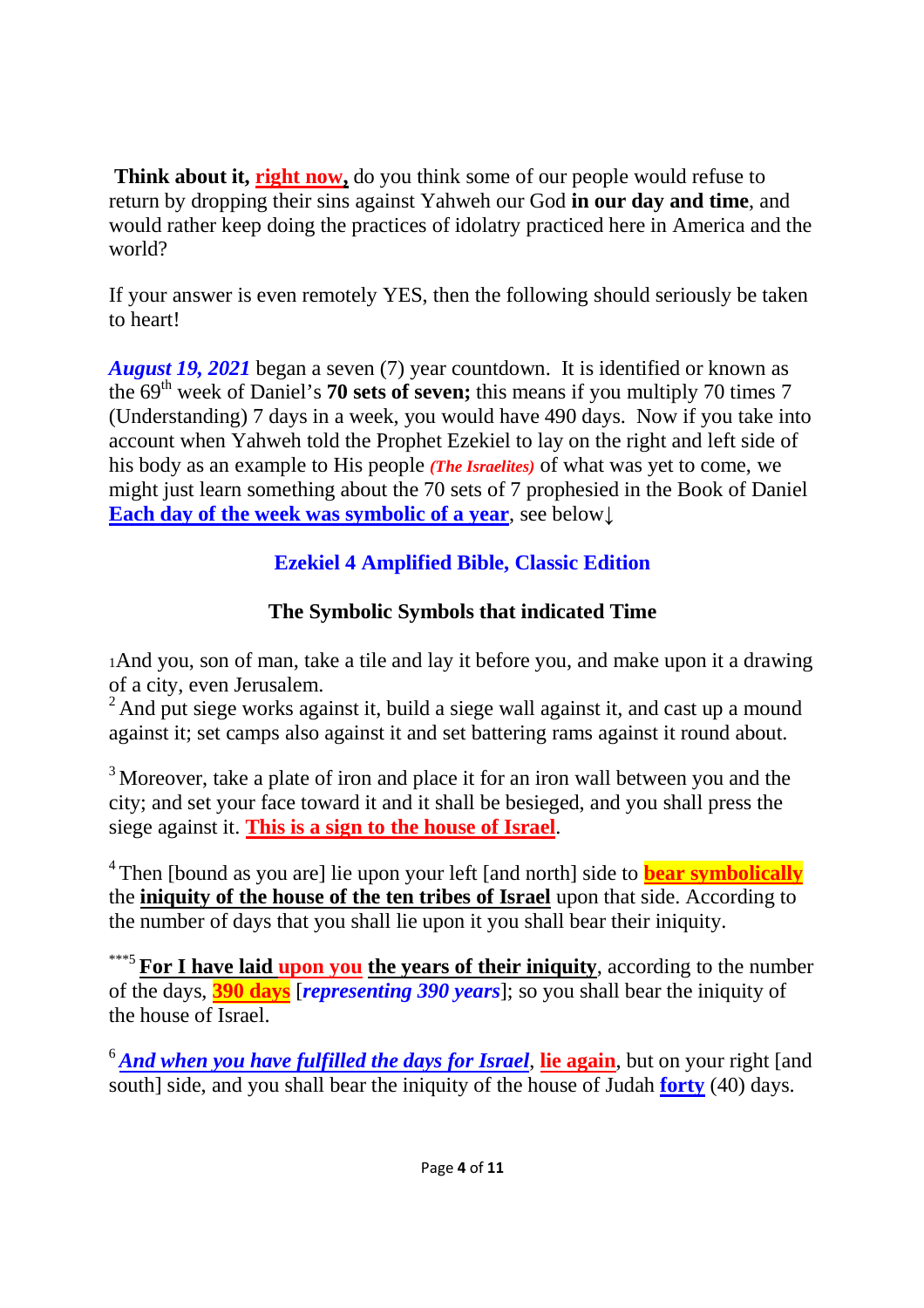**Think about it, right now,** do you think some of our people would refuse to return by dropping their sins against Yahweh our God **in our day and time**, and would rather keep doing the practices of idolatry practiced here in America and the world?

If your answer is even remotely YES, then the following should seriously be taken to heart!

***August 19, 2021*** began a seven (7) year countdown. It is identified or known as the 69th week of Daniel's **70 sets of seven;** this means if you multiply 70 times 7 (Understanding) 7 days in a week, you would have 490 days. Now if you take into account when Yahweh told the Prophet Ezekiel to lay on the right and left side of his body as an example to His people ***(The Israelites)*** of what was yet to come, we might just learn something about the 70 sets of 7 prophesied in the Book of Daniel **Each day of the week was symbolic of a year**, see below↓

### Ezekiel 4 Amplified Bible, Classic Edition

### The Symbolic Symbols that indicated Time

1 And you, son of man, take a tile and lay it before you, and make upon it a drawing of a city, even Jerusalem.
2 And put siege works against it, build a siege wall against it, and cast up a mound against it; set camps also against it and set battering rams against it round about.

3 Moreover, take a plate of iron and place it for an iron wall between you and the city; and set your face toward it and it shall be besieged, and you shall press the siege against it. **This is a sign to the house of Israel**.

4 Then [bound as you are] lie upon your left [and north] side to **bear symbolically** the **iniquity of the house of the ten tribes of Israel** upon that side. According to the number of days that you shall lie upon it you shall bear their iniquity.

***5 **For I have laid upon you the years of their iniquity**, according to the number of the days, **390 days** [***representing 390 years***]; so you shall bear the iniquity of the house of Israel.

6 ***And when you have fulfilled the days for Israel***, **lie again**, but on your right [and south] side, and you shall bear the iniquity of the house of Judah **forty** (40) days.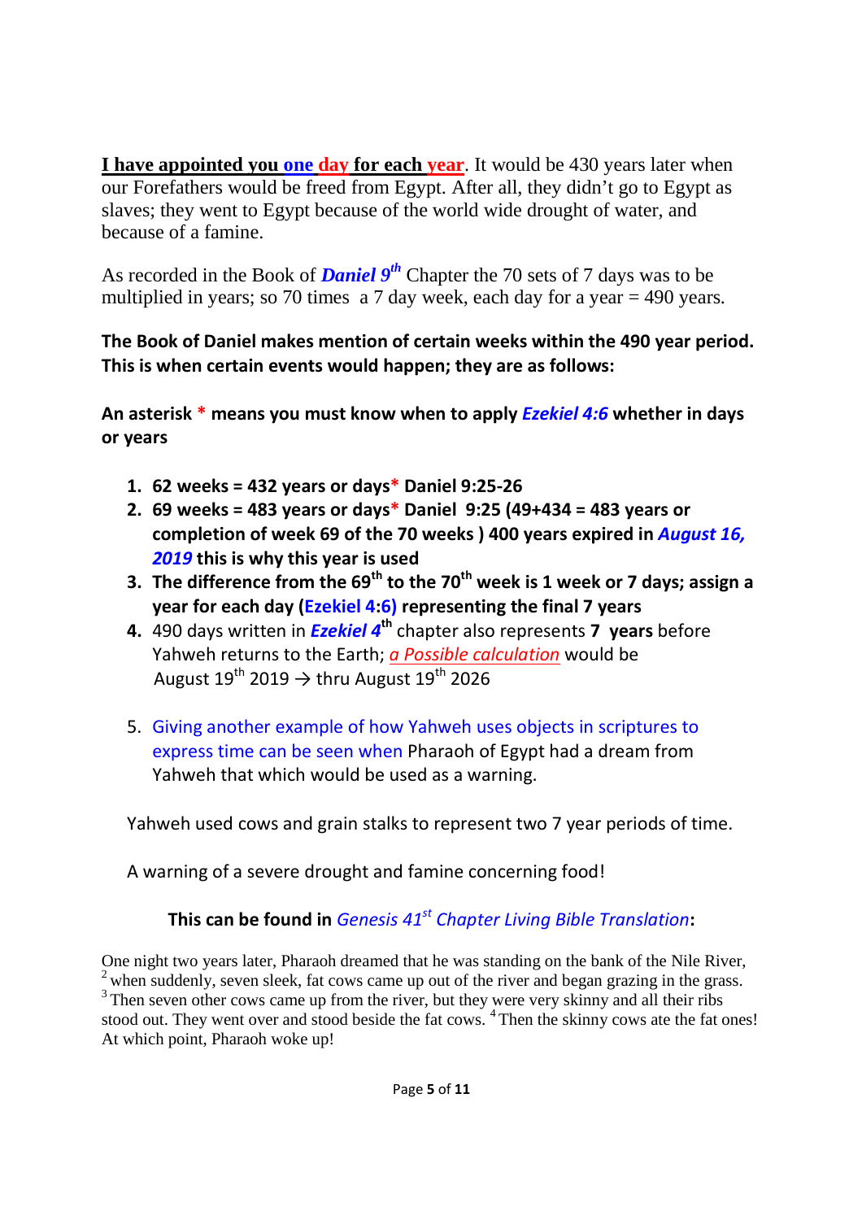**I have appointed you one day for each year**. It would be 430 years later when our Forefathers would be freed from Egypt. After all, they didn't go to Egypt as slaves; they went to Egypt because of the world wide drought of water, and because of a famine.

As recorded in the Book of ***Daniel 9th*** Chapter the 70 sets of 7 days was to be multiplied in years; so 70 times a 7 day week, each day for a year = 490 years.

**The Book of Daniel makes mention of certain weeks within the 490 year period. This is when certain events would happen; they are as follows:**

**An asterisk * means you must know when to apply *Ezekiel 4:6* whether in days or years**

1. **62 weeks = 432 years or days* Daniel 9:25-26**
2. **69 weeks = 483 years or days* Daniel 9:25 (49+434 = 483 years or completion of week 69 of the 70 weeks ) 400 years expired in *August 16, 2019* this is why this year is used**
3. **The difference from the 69th to the 70th week is 1 week or 7 days; assign a year for each day (Ezekiel 4:6) representing the final 7 years**
4. 490 days written in ***Ezekiel 4th*** chapter also represents **7 years** before Yahweh returns to the Earth; *a Possible calculation* would be August 19th 2019 → thru August 19th 2026

5. Giving another example of how Yahweh uses objects in scriptures to express time can be seen when Pharaoh of Egypt had a dream from Yahweh that which would be used as a warning.

Yahweh used cows and grain stalks to represent two 7 year periods of time.

A warning of a severe drought and famine concerning food!

**This can be found in *Genesis 41st Chapter Living Bible Translation*:**

One night two years later, Pharaoh dreamed that he was standing on the bank of the Nile River, [2] when suddenly, seven sleek, fat cows came up out of the river and began grazing in the grass. [3] Then seven other cows came up from the river, but they were very skinny and all their ribs stood out. They went over and stood beside the fat cows. [4] Then the skinny cows ate the fat ones! At which point, Pharaoh woke up!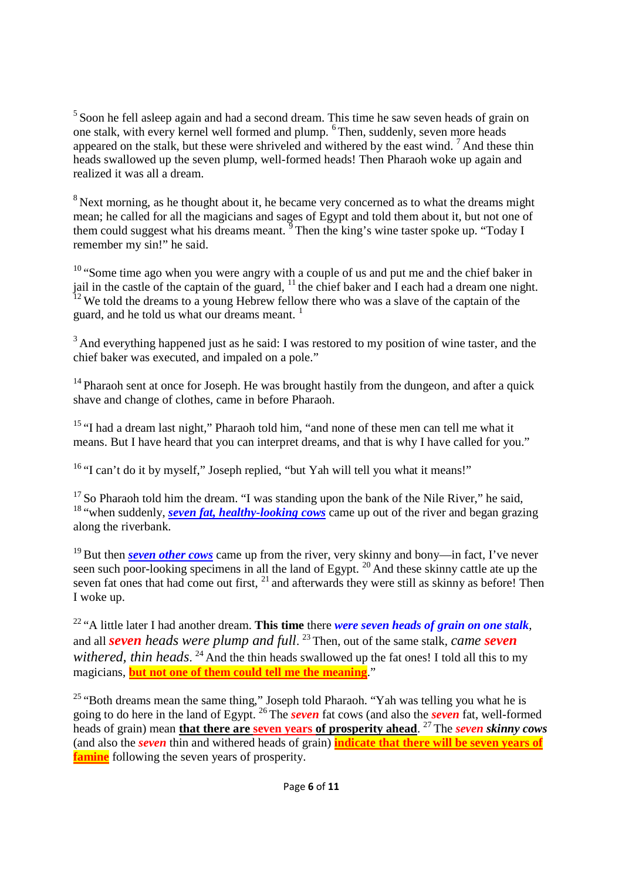[5] Soon he fell asleep again and had a second dream. This time he saw seven heads of grain on one stalk, with every kernel well formed and plump. [6] Then, suddenly, seven more heads appeared on the stalk, but these were shriveled and withered by the east wind. [7] And these thin heads swallowed up the seven plump, well-formed heads! Then Pharaoh woke up again and realized it was all a dream.

[8] Next morning, as he thought about it, he became very concerned as to what the dreams might mean; he called for all the magicians and sages of Egypt and told them about it, but not one of them could suggest what his dreams meant. [9] Then the king's wine taster spoke up. "Today I remember my sin!" he said.

[10] "Some time ago when you were angry with a couple of us and put me and the chief baker in jail in the castle of the captain of the guard, [11] the chief baker and I each had a dream one night. [12] We told the dreams to a young Hebrew fellow there who was a slave of the captain of the guard, and he told us what our dreams meant. [1]

[3] And everything happened just as he said: I was restored to my position of wine taster, and the chief baker was executed, and impaled on a pole."

[14] Pharaoh sent at once for Joseph. He was brought hastily from the dungeon, and after a quick shave and change of clothes, came in before Pharaoh.

[15] "I had a dream last night," Pharaoh told him, "and none of these men can tell me what it means. But I have heard that you can interpret dreams, and that is why I have called for you."

[16] "I can't do it by myself," Joseph replied, "but Yah will tell you what it means!"

[17] So Pharaoh told him the dream. "I was standing upon the bank of the Nile River," he said, [18] "when suddenly, ***seven fat, healthy-looking cows*** came up out of the river and began grazing along the riverbank.

[19] But then ***seven other cows*** came up from the river, very skinny and bony—in fact, I've never seen such poor-looking specimens in all the land of Egypt. [20] And these skinny cattle ate up the seven fat ones that had come out first, [21] and afterwards they were still as skinny as before! Then I woke up.

[22] "A little later I had another dream. **This time** there ***were seven heads of grain on one stalk***, and all ***seven*** *heads were plump and full*. [23] Then, out of the same stalk, *came* ***seven*** *withered, thin heads*. [24] And the thin heads swallowed up the fat ones! I told all this to my magicians, **but not one of them could tell me the meaning**."

[25] "Both dreams mean the same thing," Joseph told Pharaoh. "Yah was telling you what he is going to do here in the land of Egypt. [26] The ***seven*** fat cows (and also the ***seven*** fat, well-formed heads of grain) mean **that there are seven years of prosperity ahead**. [27] The ***seven skinny cows*** (and also the ***seven*** thin and withered heads of grain) **indicate that there will be seven years of famine** following the seven years of prosperity.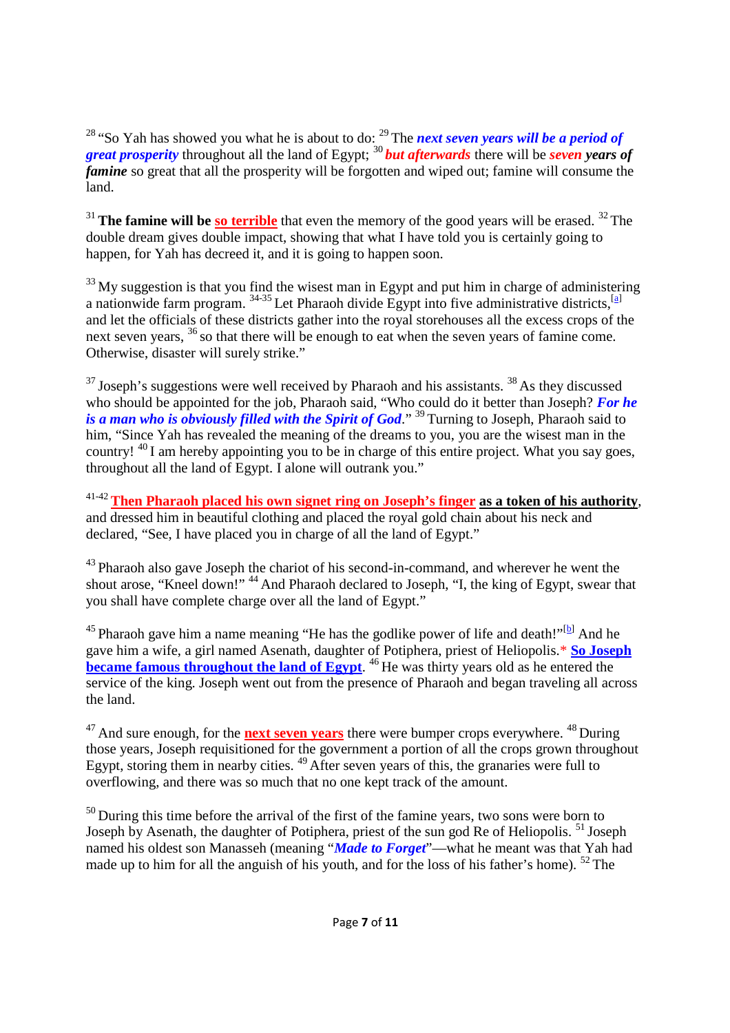[28] "So Yah has showed you what he is about to do: [29] The ***next seven years will be a period of great prosperity*** throughout all the land of Egypt; [30] ***but afterwards*** there will be ***seven years of famine*** so great that all the prosperity will be forgotten and wiped out; famine will consume the land.

[31] **The famine will be so terrible** that even the memory of the good years will be erased. [32] The double dream gives double impact, showing that what I have told you is certainly going to happen, for Yah has decreed it, and it is going to happen soon.

[33] My suggestion is that you find the wisest man in Egypt and put him in charge of administering a nationwide farm program. [34-35] Let Pharaoh divide Egypt into five administrative districts,[a] and let the officials of these districts gather into the royal storehouses all the excess crops of the next seven years, [36] so that there will be enough to eat when the seven years of famine come. Otherwise, disaster will surely strike."

[37] Joseph's suggestions were well received by Pharaoh and his assistants. [38] As they discussed who should be appointed for the job, Pharaoh said, "Who could do it better than Joseph? ***For he is a man who is obviously filled with the Spirit of God***." [39] Turning to Joseph, Pharaoh said to him, "Since Yah has revealed the meaning of the dreams to you, you are the wisest man in the country! [40] I am hereby appointing you to be in charge of this entire project. What you say goes, throughout all the land of Egypt. I alone will outrank you."

[41-42] **Then Pharaoh placed his own signet ring on Joseph's finger as a token of his authority**, and dressed him in beautiful clothing and placed the royal gold chain about his neck and declared, "See, I have placed you in charge of all the land of Egypt."

[43] Pharaoh also gave Joseph the chariot of his second-in-command, and wherever he went the shout arose, "Kneel down!" [44] And Pharaoh declared to Joseph, "I, the king of Egypt, swear that you shall have complete charge over all the land of Egypt."

[45] Pharaoh gave him a name meaning "He has the godlike power of life and death!"[b] And he gave him a wife, a girl named Asenath, daughter of Potiphera, priest of Heliopolis.* **So Joseph became famous throughout the land of Egypt**. [46] He was thirty years old as he entered the service of the king. Joseph went out from the presence of Pharaoh and began traveling all across the land.

[47] And sure enough, for the **next seven years** there were bumper crops everywhere. [48] During those years, Joseph requisitioned for the government a portion of all the crops grown throughout Egypt, storing them in nearby cities. [49] After seven years of this, the granaries were full to overflowing, and there was so much that no one kept track of the amount.

[50] During this time before the arrival of the first of the famine years, two sons were born to Joseph by Asenath, the daughter of Potiphera, priest of the sun god Re of Heliopolis. [51] Joseph named his oldest son Manasseh (meaning "***Made to Forget***"—what he meant was that Yah had made up to him for all the anguish of his youth, and for the loss of his father's home). [52] The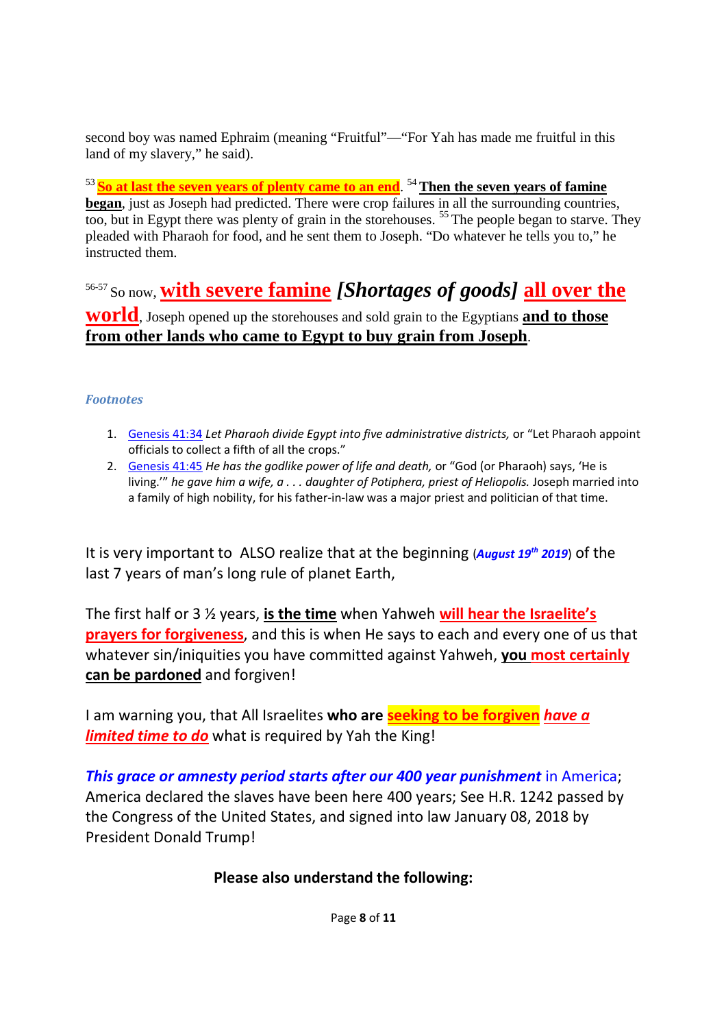second boy was named Ephraim (meaning "Fruitful"—"For Yah has made me fruitful in this land of my slavery," he said).

[53] **So at last the seven years of plenty came to an end**. [54] **Then the seven years of famine began**, just as Joseph had predicted. There were crop failures in all the surrounding countries, too, but in Egypt there was plenty of grain in the storehouses. [55] The people began to starve. They pleaded with Pharaoh for food, and he sent them to Joseph. "Do whatever he tells you to," he instructed them.

[56-57] So now, **with severe famine** ***[Shortages of goods]*** **all over the world**, Joseph opened up the storehouses and sold grain to the Egyptians **and to those from other lands who came to Egypt to buy grain from Joseph**.

***Footnotes***

1. Genesis 41:34 *Let Pharaoh divide Egypt into five administrative districts,* or "Let Pharaoh appoint officials to collect a fifth of all the crops."
2. Genesis 41:45 *He has the godlike power of life and death,* or "God (or Pharaoh) says, 'He is living.'" *he gave him a wife, a . . . daughter of Potiphera, priest of Heliopolis.* Joseph married into a family of high nobility, for his father-in-law was a major priest and politician of that time.

It is very important to ALSO realize that at the beginning (***August 19th 2019***) of the last 7 years of man's long rule of planet Earth,

The first half or 3 ½ years, **is the time** when Yahweh **will hear the Israelite's prayers for forgiveness**, and this is when He says to each and every one of us that whatever sin/iniquities you have committed against Yahweh, **you most certainly can be pardoned** and forgiven!

I am warning you, that All Israelites **who are** **seeking to be forgiven** ***have a limited time to do*** what is required by Yah the King!

***This grace or amnesty period starts after our 400 year punishment*** in America; America declared the slaves have been here 400 years; See H.R. 1242 passed by the Congress of the United States, and signed into law January 08, 2018 by President Donald Trump!

**Please also understand the following:**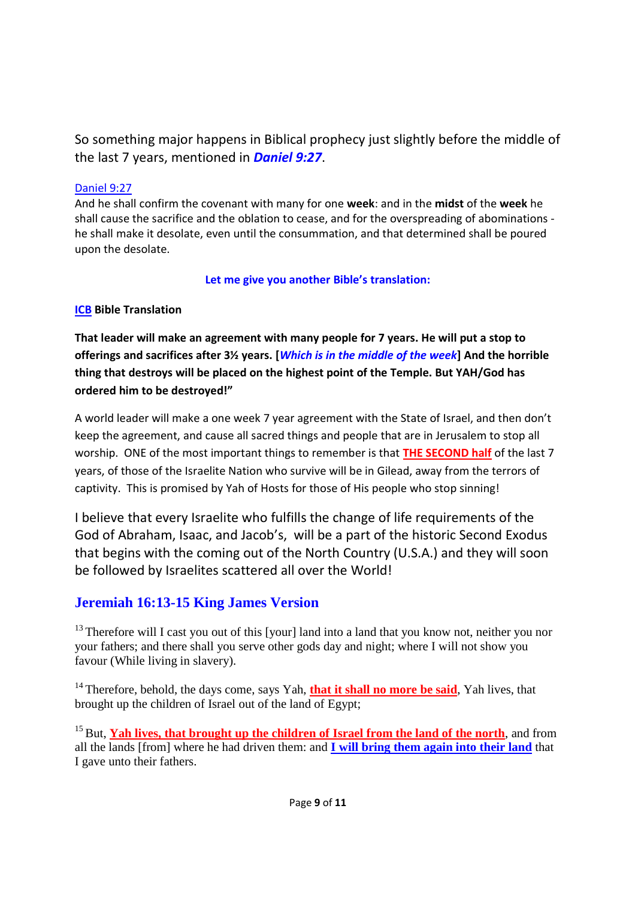So something major happens in Biblical prophecy just slightly before the middle of the last 7 years, mentioned in ***Daniel 9:27***.

Daniel 9:27
And he shall confirm the covenant with many for one **week**: and in the **midst** of the **week** he shall cause the sacrifice and the oblation to cease, and for the overspreading of abominations - he shall make it desolate, even until the consummation, and that determined shall be poured upon the desolate.

**Let me give you another Bible's translation:**

**ICB Bible Translation**

**That leader will make an agreement with many people for 7 years. He will put a stop to offerings and sacrifices after 3½ years. [*Which is in the middle of the week*] And the horrible thing that destroys will be placed on the highest point of the Temple. But YAH/God has ordered him to be destroyed!"**

A world leader will make a one week 7 year agreement with the State of Israel, and then don't keep the agreement, and cause all sacred things and people that are in Jerusalem to stop all worship. ONE of the most important things to remember is that **THE SECOND half** of the last 7 years, of those of the Israelite Nation who survive will be in Gilead, away from the terrors of captivity. This is promised by Yah of Hosts for those of His people who stop sinning!

I believe that every Israelite who fulfills the change of life requirements of the God of Abraham, Isaac, and Jacob's, will be a part of the historic Second Exodus that begins with the coming out of the North Country (U.S.A.) and they will soon be followed by Israelites scattered all over the World!

## Jeremiah 16:13-15 King James Version

[13] Therefore will I cast you out of this [your] land into a land that you know not, neither you nor your fathers; and there shall you serve other gods day and night; where I will not show you favour (While living in slavery).

[14] Therefore, behold, the days come, says Yah, **that it shall no more be said**, Yah lives, that brought up the children of Israel out of the land of Egypt;

[15] But, **Yah lives, that brought up the children of Israel from the land of the north**, and from all the lands [from] where he had driven them: and **I will bring them again into their land** that I gave unto their fathers.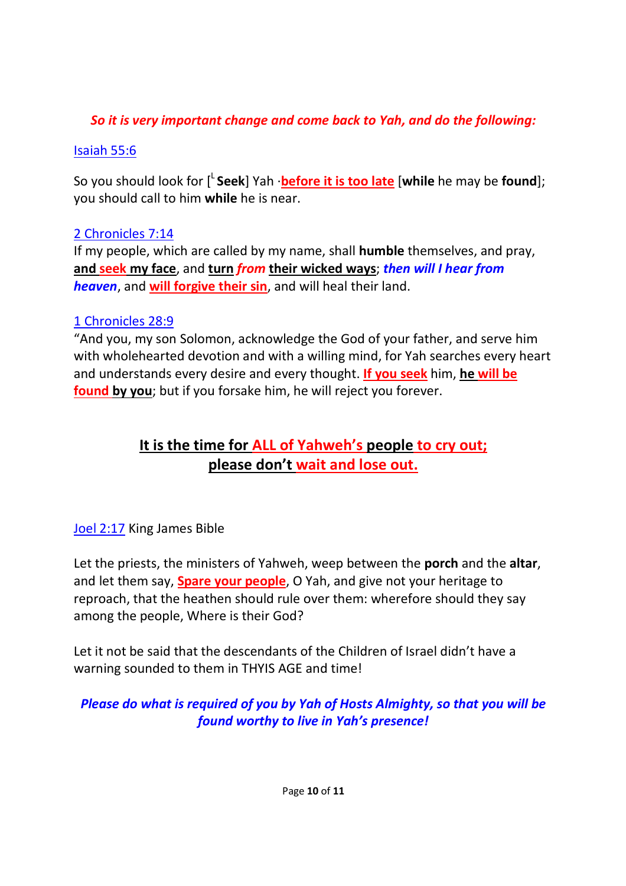***So it is very important change and come back to Yah, and do the following:***

Isaiah 55:6

So you should look for [L **Seek**] Yah ·**before it is too late** [**while** he may be **found**]; you should call to him **while** he is near.

2 Chronicles 7:14
If my people, which are called by my name, shall **humble** themselves, and pray, **and seek my face**, and **turn** ***from*** **their wicked ways**; ***then will I hear from heaven***, and **will forgive their sin**, and will heal their land.

1 Chronicles 28:9
"And you, my son Solomon, acknowledge the God of your father, and serve him with wholehearted devotion and with a willing mind, for Yah searches every heart and understands every desire and every thought. **If you seek** him, **he will be found by you**; but if you forsake him, he will reject you forever.

**It is the time for ALL of Yahweh's people to cry out;**
**please don't wait and lose out.**

Joel 2:17 King James Bible

Let the priests, the ministers of Yahweh, weep between the **porch** and the **altar**, and let them say, **Spare your people**, O Yah, and give not your heritage to reproach, that the heathen should rule over them: wherefore should they say among the people, Where is their God?

Let it not be said that the descendants of the Children of Israel didn't have a warning sounded to them in THYIS AGE and time!

***Please do what is required of you by Yah of Hosts Almighty, so that you will be found worthy to live in Yah's presence!***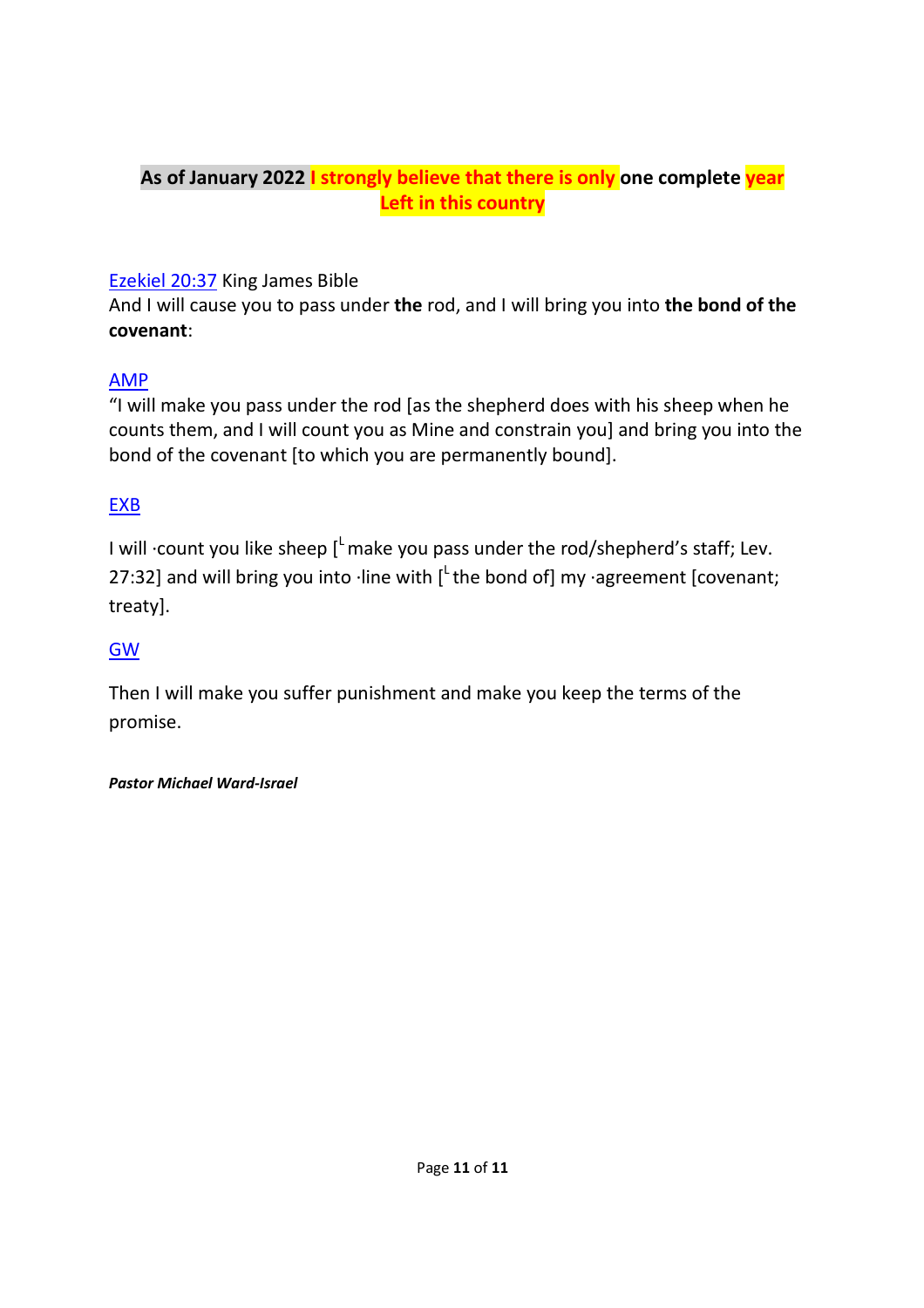**As of January 2022 I strongly believe that there is only one complete year Left in this country**

Ezekiel 20:37 King James Bible
And I will cause you to pass under **the** rod, and I will bring you into **the bond of the covenant**:

AMP
"I will make you pass under the rod [as the shepherd does with his sheep when he counts them, and I will count you as Mine and constrain you] and bring you into the bond of the covenant [to which you are permanently bound].

EXB

I will ·count you like sheep [L make you pass under the rod/shepherd's staff; Lev. 27:32] and will bring you into ·line with [L the bond of] my ·agreement [covenant; treaty].

GW

Then I will make you suffer punishment and make you keep the terms of the promise.

***Pastor Michael Ward-Israel***